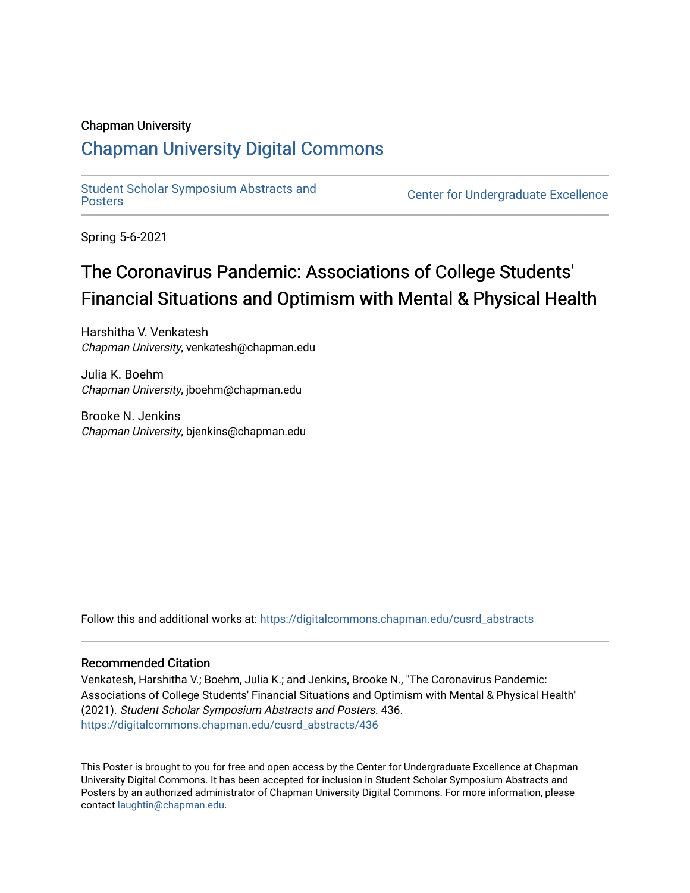Chapman University

## Chapman University Digital Commons

Student Scholar Symposium Abstracts and Posters

Center for Undergraduate Excellence

Spring 5-6-2021

# The Coronavirus Pandemic: Associations of College Students' Financial Situations and Optimism with Mental & Physical Health

Harshitha V. Venkatesh
*Chapman University*, venkatesh@chapman.edu

Julia K. Boehm
*Chapman University*, jboehm@chapman.edu

Brooke N. Jenkins
*Chapman University*, bjenkins@chapman.edu

Follow this and additional works at: https://digitalcommons.chapman.edu/cusrd_abstracts

### Recommended Citation

Venkatesh, Harshitha V.; Boehm, Julia K.; and Jenkins, Brooke N., "The Coronavirus Pandemic: Associations of College Students' Financial Situations and Optimism with Mental & Physical Health" (2021). *Student Scholar Symposium Abstracts and Posters*. 436.
https://digitalcommons.chapman.edu/cusrd_abstracts/436

This Poster is brought to you for free and open access by the Center for Undergraduate Excellence at Chapman University Digital Commons. It has been accepted for inclusion in Student Scholar Symposium Abstracts and Posters by an authorized administrator of Chapman University Digital Commons. For more information, please contact laughtin@chapman.edu.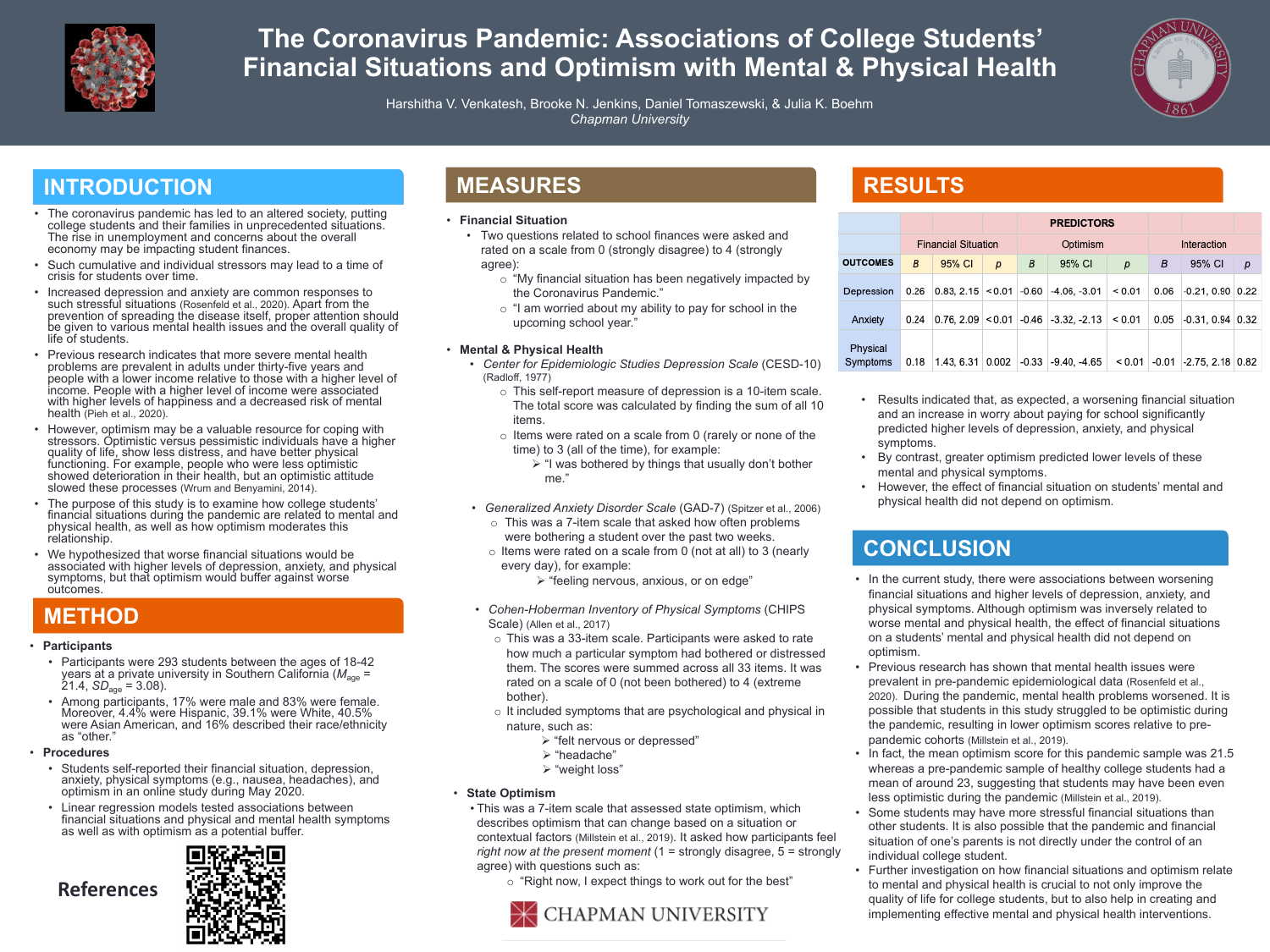# The Coronavirus Pandemic: Associations of College Students' Financial Situations and Optimism with Mental & Physical Health

Harshitha V. Venkatesh, Brooke N. Jenkins, Daniel Tomaszewski, & Julia K. Boehm
*Chapman University*

## INTRODUCTION

- The coronavirus pandemic has led to an altered society, putting college students and their families in unprecedented situations. The rise in unemployment and concerns about the overall economy may be impacting student finances.
- Such cumulative and individual stressors may lead to a time of crisis for students over time.
- Increased depression and anxiety are common responses to such stressful situations (Rosenfeld et al., 2020). Apart from the prevention of spreading the disease itself, proper attention should be given to various mental health issues and the overall quality of life of students.
- Previous research indicates that more severe mental health problems are prevalent in adults under thirty-five years and people with a lower income relative to those with a higher level of income. People with a higher level of income were associated with higher levels of happiness and a decreased risk of mental health (Pieh et al., 2020).
- However, optimism may be a valuable resource for coping with stressors. Optimistic versus pessimistic individuals have a higher quality of life, show less distress, and have better physical functioning. For example, people who were less optimistic showed deterioration in their health, but an optimistic attitude slowed these processes (Wrum and Benyamini, 2014).
- The purpose of this study is to examine how college students' financial situations during the pandemic are related to mental and physical health, as well as how optimism moderates this relationship.
- We hypothesized that worse financial situations would be associated with higher levels of depression, anxiety, and physical symptoms, but that optimism would buffer against worse outcomes.

## METHOD

- **Participants**
  - Participants were 293 students between the ages of 18-42 years at a private university in Southern California ($M_{age}$ = 21.4, $SD_{age}$ = 3.08).
  - Among participants, 17% were male and 83% were female. Moreover, 4.4% were Hispanic, 39.1% were White, 40.5% were Asian American, and 16% described their race/ethnicity as "other."
- **Procedures**
  - Students self-reported their financial situation, depression, anxiety, physical symptoms (e.g., nausea, headaches), and optimism in an online study during May 2020.
  - Linear regression models tested associations between financial situations and physical and mental health symptoms as well as with optimism as a potential buffer.

**References**

## MEASURES

- **Financial Situation**
  - Two questions related to school finances were asked and rated on a scale from 0 (strongly disagree) to 4 (strongly agree):
    - "My financial situation has been negatively impacted by the Coronavirus Pandemic."
    - "I am worried about my ability to pay for school in the upcoming school year."
- **Mental & Physical Health**
  - *Center for Epidemiologic Studies Depression Scale* (CESD-10) (Radloff, 1977)
    - This self-report measure of depression is a 10-item scale. The total score was calculated by finding the sum of all 10 items.
    - Items were rated on a scale from 0 (rarely or none of the time) to 3 (all of the time), for example:
      - "I was bothered by things that usually don't bother me."
  - *Generalized Anxiety Disorder Scale* (GAD-7) (Spitzer et al., 2006)
    - This was a 7-item scale that asked how often problems were bothering a student over the past two weeks.
    - Items were rated on a scale from 0 (not at all) to 3 (nearly every day), for example:
      - "feeling nervous, anxious, or on edge"
  - *Cohen-Hoberman Inventory of Physical Symptoms* (CHIPS Scale) (Allen et al., 2017)
    - This was a 33-item scale. Participants were asked to rate how much a particular symptom had bothered or distressed them. The scores were summed across all 33 items. It was rated on a scale of 0 (not been bothered) to 4 (extreme bother).
    - It included symptoms that are psychological and physical in nature, such as:
      - "felt nervous or depressed"
      - "headache"
      - "weight loss"
- **State Optimism**
  - This was a 7-item scale that assessed state optimism, which describes optimism that can change based on a situation or contextual factors (Millstein et al., 2019). It asked how participants feel *right now at the present moment* (1 = strongly disagree, 5 = strongly agree) with questions such as:
    - "Right now, I expect things to work out for the best"

CHAPMAN UNIVERSITY

## RESULTS

| | PREDICTORS | | | | | | | | |
|---|---|---|---|---|---|---|---|---|---|
| | Financial Situation | | | Optimism | | | Interaction | | |
| OUTCOMES | *B* | 95% CI | *p* | *B* | 95% CI | *p* | *B* | 95% CI | *p* |
| Depression | 0.26 | 0.83, 2.15 | < 0.01 | -0.60 | -4.06, -3.01 | < 0.01 | 0.06 | -0.21, 0.90 | 0.22 |
| Anxiety | 0.24 | 0.76, 2.09 | < 0.01 | -0.46 | -3.32, -2.13 | < 0.01 | 0.05 | -0.31, 0.94 | 0.32 |
| Physical Symptoms | 0.18 | 1.43, 6.31 | 0.002 | -0.33 | -9.40, -4.65 | < 0.01 | -0.01 | -2.75, 2.18 | 0.82 |

- Results indicated that, as expected, a worsening financial situation and an increase in worry about paying for school significantly predicted higher levels of depression, anxiety, and physical symptoms.
- By contrast, greater optimism predicted lower levels of these mental and physical symptoms.
- However, the effect of financial situation on students' mental and physical health did not depend on optimism.

## CONCLUSION

- In the current study, there were associations between worsening financial situations and higher levels of depression, anxiety, and physical symptoms. Although optimism was inversely related to worse mental and physical health, the effect of financial situations on a students' mental and physical health did not depend on optimism.
- Previous research has shown that mental health issues were prevalent in pre-pandemic epidemiological data (Rosenfeld et al., 2020). During the pandemic, mental health problems worsened. It is possible that students in this study struggled to be optimistic during the pandemic, resulting in lower optimism scores relative to pre-pandemic cohorts (Millstein et al., 2019).
- In fact, the mean optimism score for this pandemic sample was 21.5 whereas a pre-pandemic sample of healthy college students had a mean of around 23, suggesting that students may have been even less optimistic during the pandemic (Millstein et al., 2019).
- Some students may have more stressful financial situations than other students. It is also possible that the pandemic and financial situation of one's parents is not directly under the control of an individual college student.
- Further investigation on how financial situations and optimism relate to mental and physical health is crucial to not only improve the quality of life for college students, but to also help in creating and implementing effective mental and physical health interventions.